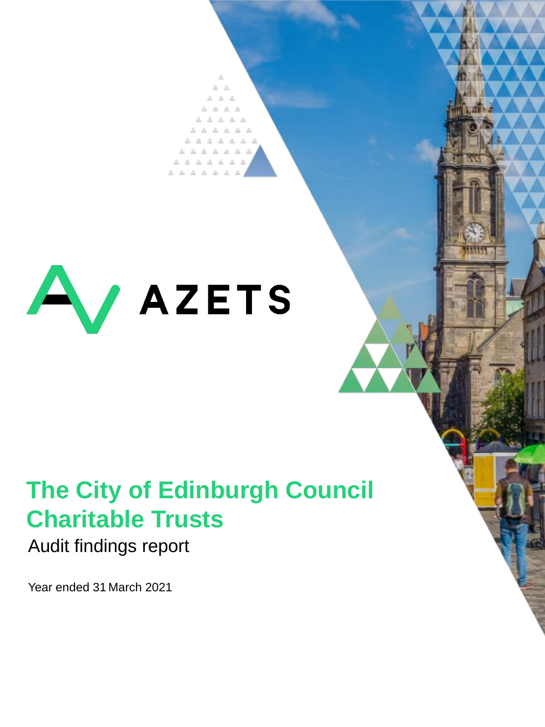AZETS

# The City of Edinburgh Council Charitable Trusts

## Audit findings report

Year ended 31 March 2021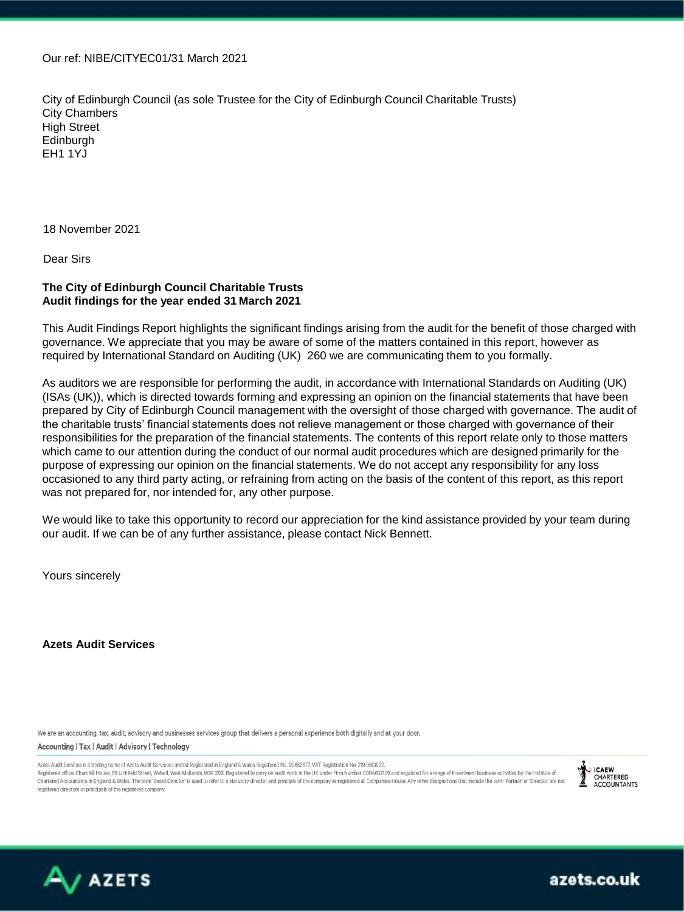Our ref: NIBE/CITYEC01/31 March 2021

City of Edinburgh Council (as sole Trustee for the City of Edinburgh Council Charitable Trusts)
City Chambers
High Street
Edinburgh
EH1 1YJ

18 November 2021

Dear Sirs

**The City of Edinburgh Council Charitable Trusts**
**Audit findings for the year ended 31 March 2021**

This Audit Findings Report highlights the significant findings arising from the audit for the benefit of those charged with governance. We appreciate that you may be aware of some of the matters contained in this report, however as required by International Standard on Auditing (UK) 260 we are communicating them to you formally.

As auditors we are responsible for performing the audit, in accordance with International Standards on Auditing (UK) (ISAs (UK)), which is directed towards forming and expressing an opinion on the financial statements that have been prepared by City of Edinburgh Council management with the oversight of those charged with governance. The audit of the charitable trusts' financial statements does not relieve management or those charged with governance of their responsibilities for the preparation of the financial statements. The contents of this report relate only to those matters which came to our attention during the conduct of our normal audit procedures which are designed primarily for the purpose of expressing our opinion on the financial statements. We do not accept any responsibility for any loss occasioned to any third party acting, or refraining from acting on the basis of the content of this report, as this report was not prepared for, nor intended for, any other purpose.

We would like to take this opportunity to record our appreciation for the kind assistance provided by your team during our audit. If we can be of any further assistance, please contact Nick Bennett.

Yours sincerely

**Azets Audit Services**

We are an accounting, tax, audit, advisory and businesses services group that delivers a personal experience both digitally and at your door.

Accounting | Tax | Audit | Advisory | Technology

Azets Audit Services is a trading name of Azets Audit Services Limited Registered in England & Wales Registered No. 09652677. VAT Registration No. 219 0608 22. Registered office: Churchill House, 59 Lichfield Street, Walsall, West Midlands, WS4 2BX. Registered to carry on audit work in the UK under Firm Number C004632199 and regulated for a range of investment business activities by the Institute of Chartered Accountants in England & Wales. The term 'Board Director' is used to refer to a statutory director and principle of the company as registered at Companies House. Any other designations that include the term 'Partner' or 'Director' are not registered directors or principals of the registered company.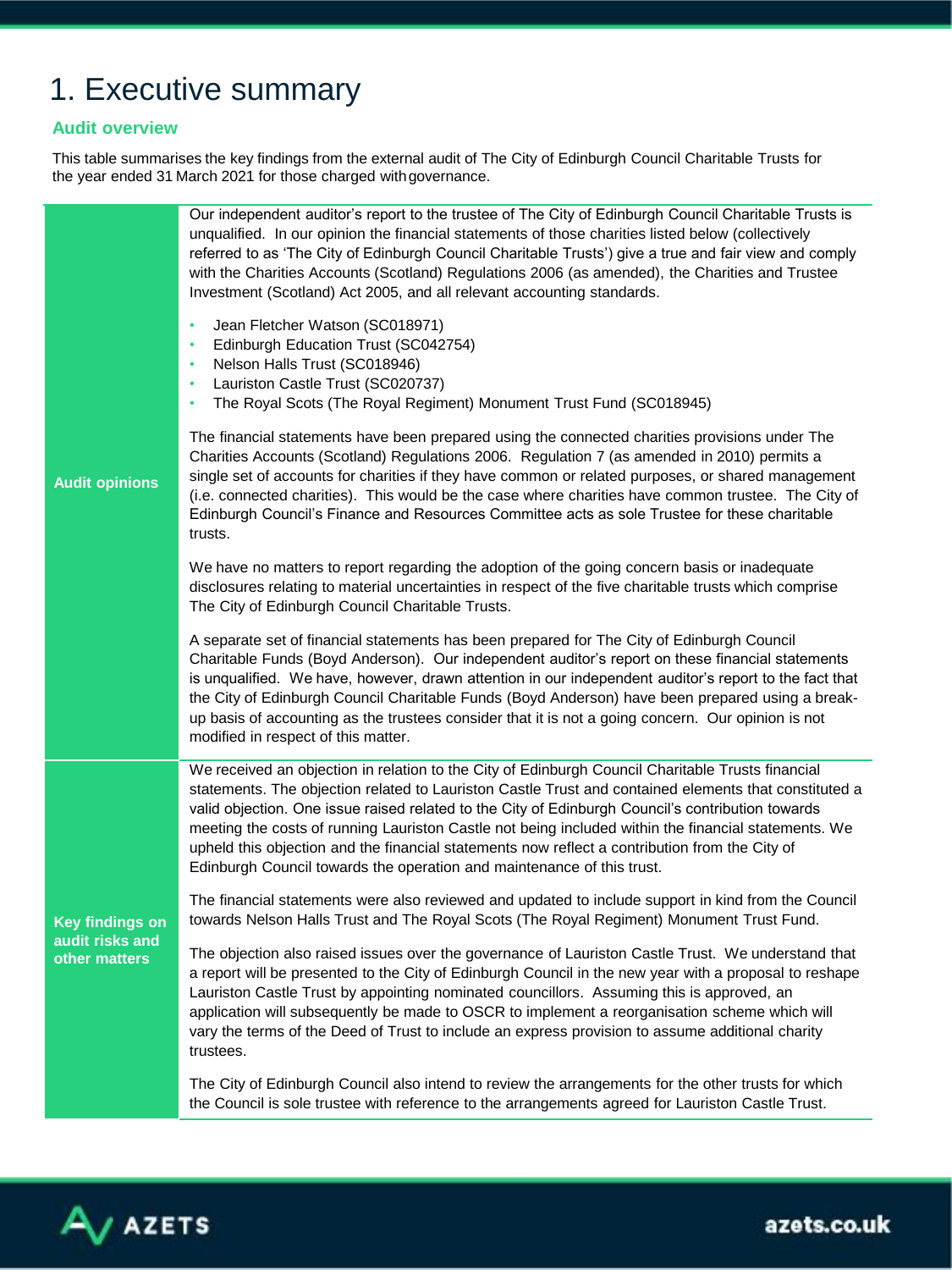# 1. Executive summary

## Audit overview

This table summarises the key findings from the external audit of The City of Edinburgh Council Charitable Trusts for the year ended 31 March 2021 for those charged with governance.

| | |
|---|---|
| **Audit opinions** | Our independent auditor's report to the trustee of The City of Edinburgh Council Charitable Trusts is unqualified. In our opinion the financial statements of those charities listed below (collectively referred to as 'The City of Edinburgh Council Charitable Trusts') give a true and fair view and comply with the Charities Accounts (Scotland) Regulations 2006 (as amended), the Charities and Trustee Investment (Scotland) Act 2005, and all relevant accounting standards.<br><br>• Jean Fletcher Watson (SC018971)<br>• Edinburgh Education Trust (SC042754)<br>• Nelson Halls Trust (SC018946)<br>• Lauriston Castle Trust (SC020737)<br>• The Royal Scots (The Royal Regiment) Monument Trust Fund (SC018945)<br><br>The financial statements have been prepared using the connected charities provisions under The Charities Accounts (Scotland) Regulations 2006. Regulation 7 (as amended in 2010) permits a single set of accounts for charities if they have common or related purposes, or shared management (i.e. connected charities). This would be the case where charities have common trustee. The City of Edinburgh Council's Finance and Resources Committee acts as sole Trustee for these charitable trusts.<br><br>We have no matters to report regarding the adoption of the going concern basis or inadequate disclosures relating to material uncertainties in respect of the five charitable trusts which comprise The City of Edinburgh Council Charitable Trusts.<br><br>A separate set of financial statements has been prepared for The City of Edinburgh Council Charitable Funds (Boyd Anderson). Our independent auditor's report on these financial statements is unqualified. We have, however, drawn attention in our independent auditor's report to the fact that the City of Edinburgh Council Charitable Funds (Boyd Anderson) have been prepared using a break-up basis of accounting as the trustees consider that it is not a going concern. Our opinion is not modified in respect of this matter. |
| **Key findings on audit risks and other matters** | We received an objection in relation to the City of Edinburgh Council Charitable Trusts financial statements. The objection related to Lauriston Castle Trust and contained elements that constituted a valid objection. One issue raised related to the City of Edinburgh Council's contribution towards meeting the costs of running Lauriston Castle not being included within the financial statements. We upheld this objection and the financial statements now reflect a contribution from the City of Edinburgh Council towards the operation and maintenance of this trust.<br><br>The financial statements were also reviewed and updated to include support in kind from the Council towards Nelson Halls Trust and The Royal Scots (The Royal Regiment) Monument Trust Fund.<br><br>The objection also raised issues over the governance of Lauriston Castle Trust. We understand that a report will be presented to the City of Edinburgh Council in the new year with a proposal to reshape Lauriston Castle Trust by appointing nominated councillors. Assuming this is approved, an application will subsequently be made to OSCR to implement a reorganisation scheme which will vary the terms of the Deed of Trust to include an express provision to assume additional charity trustees.<br><br>The City of Edinburgh Council also intend to review the arrangements for the other trusts for which the Council is sole trustee with reference to the arrangements agreed for Lauriston Castle Trust. |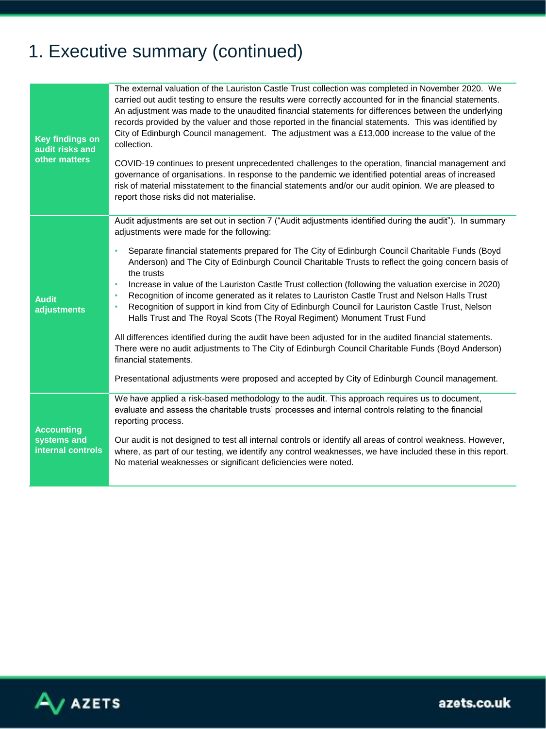# 1. Executive summary (continued)

| | |
|---|---|
| **Key findings on audit risks and other matters** | The external valuation of the Lauriston Castle Trust collection was completed in November 2020. We carried out audit testing to ensure the results were correctly accounted for in the financial statements. An adjustment was made to the unaudited financial statements for differences between the underlying records provided by the valuer and those reported in the financial statements. This was identified by City of Edinburgh Council management. The adjustment was a £13,000 increase to the value of the collection.<br><br>COVID-19 continues to present unprecedented challenges to the operation, financial management and governance of organisations. In response to the pandemic we identified potential areas of increased risk of material misstatement to the financial statements and/or our audit opinion. We are pleased to report those risks did not materialise. |
| **Audit adjustments** | Audit adjustments are set out in section 7 ("Audit adjustments identified during the audit"). In summary adjustments were made for the following:<br><br>• Separate financial statements prepared for The City of Edinburgh Council Charitable Funds (Boyd Anderson) and The City of Edinburgh Council Charitable Trusts to reflect the going concern basis of the trusts<br>• Increase in value of the Lauriston Castle Trust collection (following the valuation exercise in 2020)<br>• Recognition of income generated as it relates to Lauriston Castle Trust and Nelson Halls Trust<br>• Recognition of support in kind from City of Edinburgh Council for Lauriston Castle Trust, Nelson Halls Trust and The Royal Scots (The Royal Regiment) Monument Trust Fund<br><br>All differences identified during the audit have been adjusted for in the audited financial statements. There were no audit adjustments to The City of Edinburgh Council Charitable Funds (Boyd Anderson) financial statements.<br><br>Presentational adjustments were proposed and accepted by City of Edinburgh Council management. |
| **Accounting systems and internal controls** | We have applied a risk-based methodology to the audit. This approach requires us to document, evaluate and assess the charitable trusts' processes and internal controls relating to the financial reporting process.<br><br>Our audit is not designed to test all internal controls or identify all areas of control weakness. However, where, as part of our testing, we identify any control weaknesses, we have included these in this report. No material weaknesses or significant deficiencies were noted. |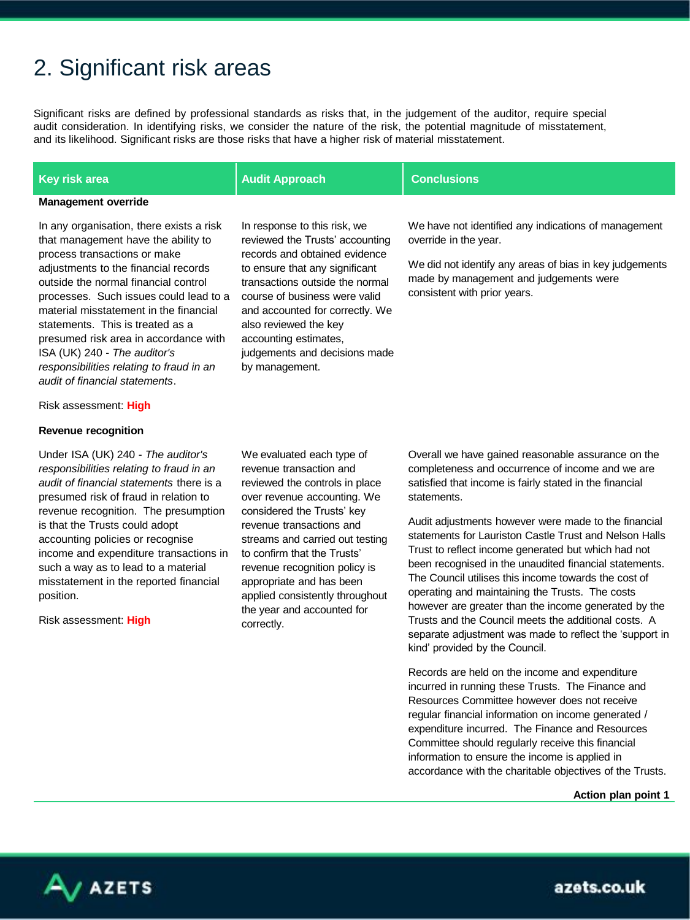# 2. Significant risk areas

Significant risks are defined by professional standards as risks that, in the judgement of the auditor, require special audit consideration. In identifying risks, we consider the nature of the risk, the potential magnitude of misstatement, and its likelihood. Significant risks are those risks that have a higher risk of material misstatement.

| Key risk area | Audit Approach | Conclusions |
|---|---|---|
| **Management override** | | |
| In any organisation, there exists a risk that management have the ability to process transactions or make adjustments to the financial records outside the normal financial control processes. Such issues could lead to a material misstatement in the financial statements. This is treated as a presumed risk area in accordance with ISA (UK) 240 - *The auditor's responsibilities relating to fraud in an audit of financial statements*.<br><br>Risk assessment: **High** | In response to this risk, we reviewed the Trusts' accounting records and obtained evidence to ensure that any significant transactions outside the normal course of business were valid and accounted for correctly. We also reviewed the key accounting estimates, judgements and decisions made by management. | We have not identified any indications of management override in the year.<br><br>We did not identify any areas of bias in key judgements made by management and judgements were consistent with prior years. |
| **Revenue recognition** | | |
| Under ISA (UK) 240 - *The auditor's responsibilities relating to fraud in an audit of financial statements* there is a presumed risk of fraud in relation to revenue recognition. The presumption is that the Trusts could adopt accounting policies or recognise income and expenditure transactions in such a way as to lead to a material misstatement in the reported financial position.<br><br>Risk assessment: **High** | We evaluated each type of revenue transaction and reviewed the controls in place over revenue accounting. We considered the Trusts' key revenue transactions and streams and carried out testing to confirm that the Trusts' revenue recognition policy is appropriate and has been applied consistently throughout the year and accounted for correctly. | Overall we have gained reasonable assurance on the completeness and occurrence of income and we are satisfied that income is fairly stated in the financial statements.<br><br>Audit adjustments however were made to the financial statements for Lauriston Castle Trust and Nelson Halls Trust to reflect income generated but which had not been recognised in the unaudited financial statements. The Council utilises this income towards the cost of operating and maintaining the Trusts. The costs however are greater than the income generated by the Trusts and the Council meets the additional costs. A separate adjustment was made to reflect the 'support in kind' provided by the Council.<br><br>Records are held on the income and expenditure incurred in running these Trusts. The Finance and Resources Committee however does not receive regular financial information on income generated / expenditure incurred. The Finance and Resources Committee should regularly receive this financial information to ensure the income is applied in accordance with the charitable objectives of the Trusts.<br><br>**Action plan point 1** |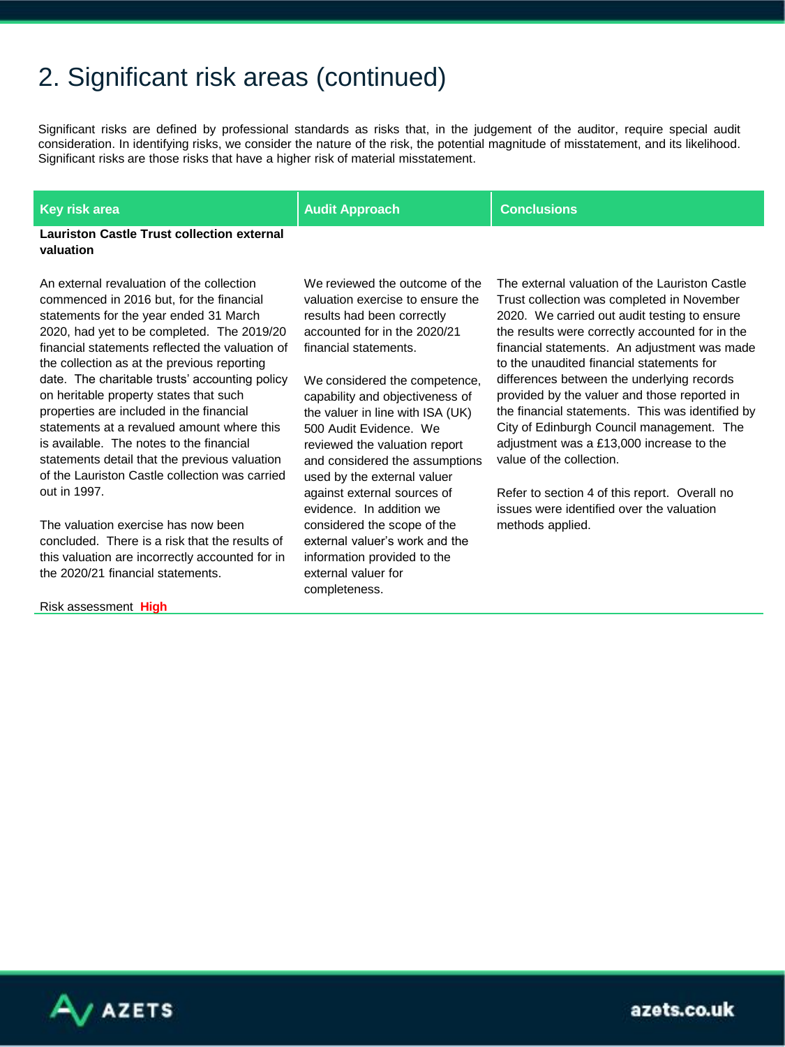# 2. Significant risk areas (continued)

Significant risks are defined by professional standards as risks that, in the judgement of the auditor, require special audit consideration. In identifying risks, we consider the nature of the risk, the potential magnitude of misstatement, and its likelihood. Significant risks are those risks that have a higher risk of material misstatement.

| Key risk area | Audit Approach | Conclusions |
|---|---|---|
| **Lauriston Castle Trust collection external valuation** | | |
| An external revaluation of the collection commenced in 2016 but, for the financial statements for the year ended 31 March 2020, had yet to be completed. The 2019/20 financial statements reflected the valuation of the collection as at the previous reporting date. The charitable trusts' accounting policy on heritable property states that such properties are included in the financial statements at a revalued amount where this is available. The notes to the financial statements detail that the previous valuation of the Lauriston Castle collection was carried out in 1997.<br><br>The valuation exercise has now been concluded. There is a risk that the results of this valuation are incorrectly accounted for in the 2020/21 financial statements.<br><br>Risk assessment **High** | We reviewed the outcome of the valuation exercise to ensure the results had been correctly accounted for in the 2020/21 financial statements.<br><br>We considered the competence, capability and objectiveness of the valuer in line with ISA (UK) 500 Audit Evidence. We reviewed the valuation report and considered the assumptions used by the external valuer against external sources of evidence. In addition we considered the scope of the external valuer's work and the information provided to the external valuer for completeness. | The external valuation of the Lauriston Castle Trust collection was completed in November 2020. We carried out audit testing to ensure the results were correctly accounted for in the financial statements. An adjustment was made to the unaudited financial statements for differences between the underlying records provided by the valuer and those reported in the financial statements. This was identified by City of Edinburgh Council management. The adjustment was a £13,000 increase to the value of the collection.<br><br>Refer to section 4 of this report. Overall no issues were identified over the valuation methods applied. |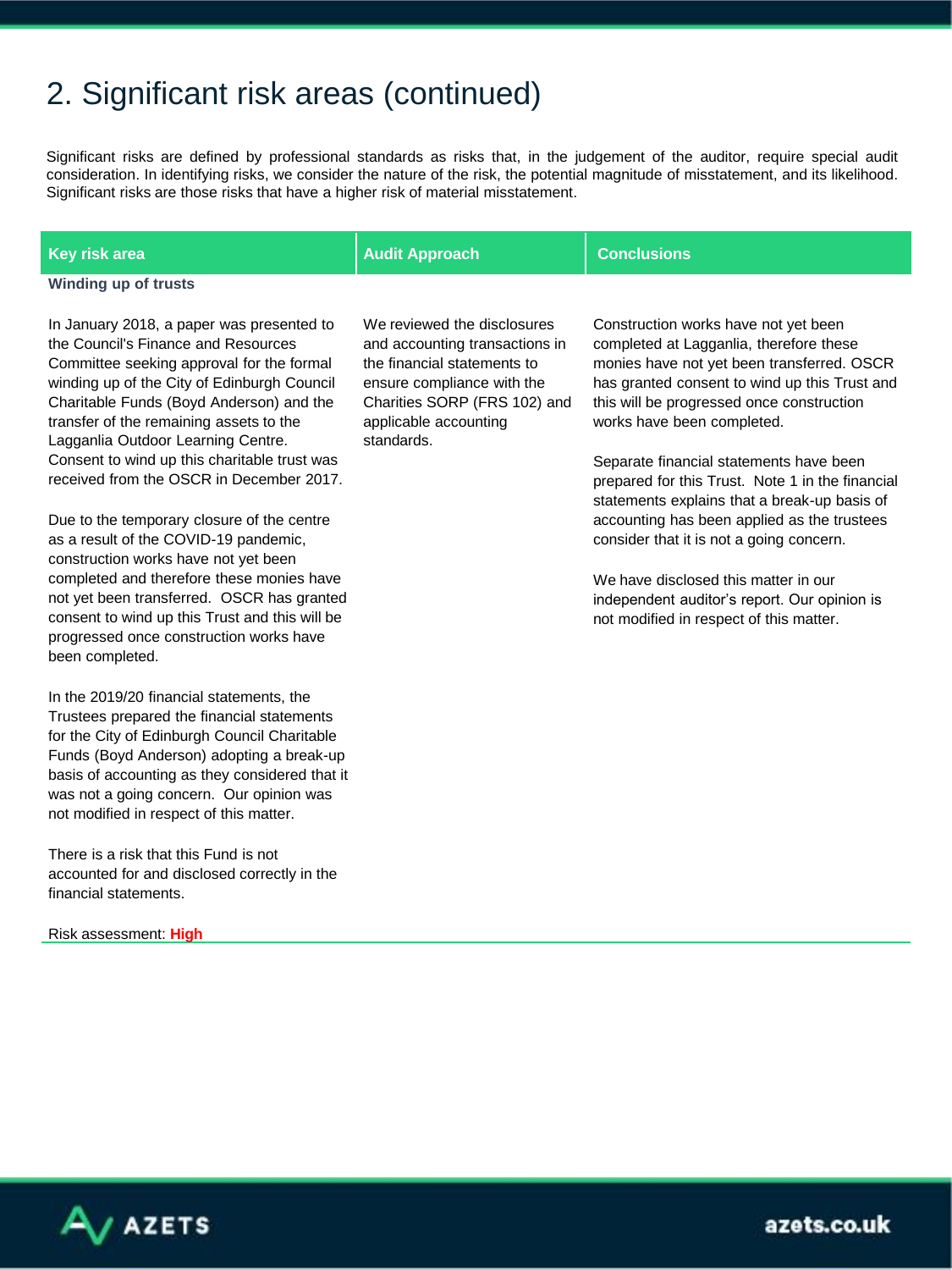# 2. Significant risk areas (continued)

Significant risks are defined by professional standards as risks that, in the judgement of the auditor, require special audit consideration. In identifying risks, we consider the nature of the risk, the potential magnitude of misstatement, and its likelihood. Significant risks are those risks that have a higher risk of material misstatement.

| Key risk area | Audit Approach | Conclusions |
|---|---|---|
| **Winding up of trusts** | | |
| In January 2018, a paper was presented to the Council's Finance and Resources Committee seeking approval for the formal winding up of the City of Edinburgh Council Charitable Funds (Boyd Anderson) and the transfer of the remaining assets to the Lagganlia Outdoor Learning Centre. Consent to wind up this charitable trust was received from the OSCR in December 2017.<br><br>Due to the temporary closure of the centre as a result of the COVID-19 pandemic, construction works have not yet been completed and therefore these monies have not yet been transferred. OSCR has granted consent to wind up this Trust and this will be progressed once construction works have been completed.<br><br>In the 2019/20 financial statements, the Trustees prepared the financial statements for the City of Edinburgh Council Charitable Funds (Boyd Anderson) adopting a break-up basis of accounting as they considered that it was not a going concern. Our opinion was not modified in respect of this matter.<br><br>There is a risk that this Fund is not accounted for and disclosed correctly in the financial statements.<br><br>Risk assessment: **High** | We reviewed the disclosures and accounting transactions in the financial statements to ensure compliance with the Charities SORP (FRS 102) and applicable accounting standards. | Construction works have not yet been completed at Lagganlia, therefore these monies have not yet been transferred. OSCR has granted consent to wind up this Trust and this will be progressed once construction works have been completed.<br><br>Separate financial statements have been prepared for this Trust. Note 1 in the financial statements explains that a break-up basis of accounting has been applied as the trustees consider that it is not a going concern.<br><br>We have disclosed this matter in our independent auditor's report. Our opinion is not modified in respect of this matter. |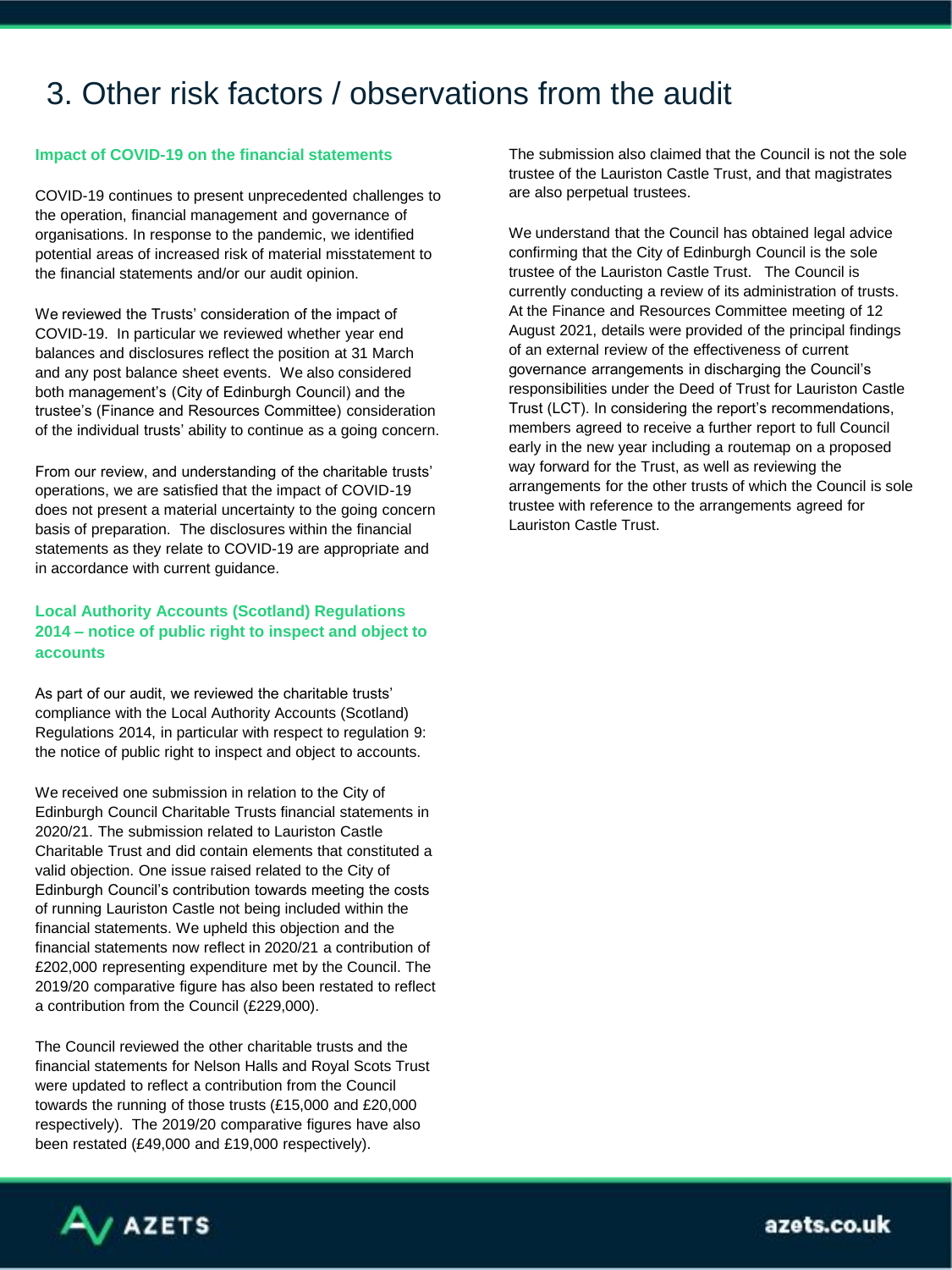# 3. Other risk factors / observations from the audit

### Impact of COVID-19 on the financial statements

COVID-19 continues to present unprecedented challenges to the operation, financial management and governance of organisations. In response to the pandemic, we identified potential areas of increased risk of material misstatement to the financial statements and/or our audit opinion.

We reviewed the Trusts' consideration of the impact of COVID-19. In particular we reviewed whether year end balances and disclosures reflect the position at 31 March and any post balance sheet events. We also considered both management's (City of Edinburgh Council) and the trustee's (Finance and Resources Committee) consideration of the individual trusts' ability to continue as a going concern.

From our review, and understanding of the charitable trusts' operations, we are satisfied that the impact of COVID-19 does not present a material uncertainty to the going concern basis of preparation. The disclosures within the financial statements as they relate to COVID-19 are appropriate and in accordance with current guidance.

### Local Authority Accounts (Scotland) Regulations 2014 – notice of public right to inspect and object to accounts

As part of our audit, we reviewed the charitable trusts' compliance with the Local Authority Accounts (Scotland) Regulations 2014, in particular with respect to regulation 9: the notice of public right to inspect and object to accounts.

We received one submission in relation to the City of Edinburgh Council Charitable Trusts financial statements in 2020/21. The submission related to Lauriston Castle Charitable Trust and did contain elements that constituted a valid objection. One issue raised related to the City of Edinburgh Council's contribution towards meeting the costs of running Lauriston Castle not being included within the financial statements. We upheld this objection and the financial statements now reflect in 2020/21 a contribution of £202,000 representing expenditure met by the Council. The 2019/20 comparative figure has also been restated to reflect a contribution from the Council (£229,000).

The Council reviewed the other charitable trusts and the financial statements for Nelson Halls and Royal Scots Trust were updated to reflect a contribution from the Council towards the running of those trusts (£15,000 and £20,000 respectively). The 2019/20 comparative figures have also been restated (£49,000 and £19,000 respectively).

The submission also claimed that the Council is not the sole trustee of the Lauriston Castle Trust, and that magistrates are also perpetual trustees.

We understand that the Council has obtained legal advice confirming that the City of Edinburgh Council is the sole trustee of the Lauriston Castle Trust. The Council is currently conducting a review of its administration of trusts. At the Finance and Resources Committee meeting of 12 August 2021, details were provided of the principal findings of an external review of the effectiveness of current governance arrangements in discharging the Council's responsibilities under the Deed of Trust for Lauriston Castle Trust (LCT). In considering the report's recommendations, members agreed to receive a further report to full Council early in the new year including a routemap on a proposed way forward for the Trust, as well as reviewing the arrangements for the other trusts of which the Council is sole trustee with reference to the arrangements agreed for Lauriston Castle Trust.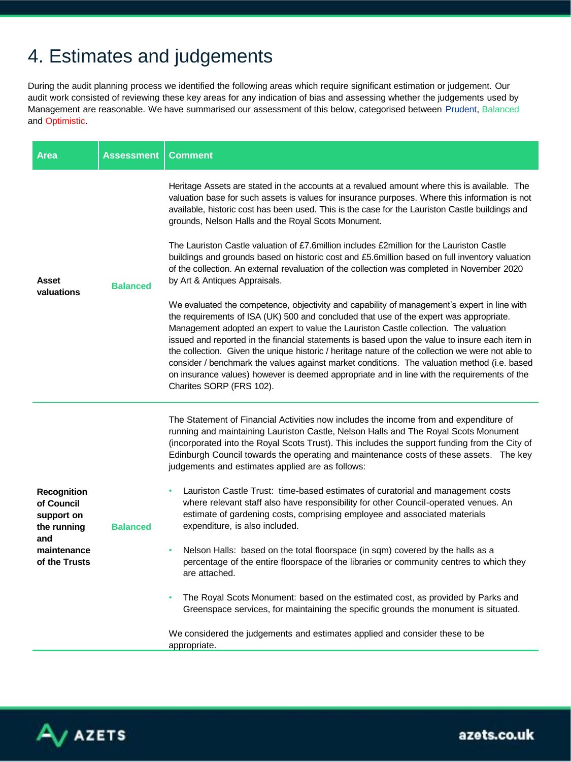# 4. Estimates and judgements

During the audit planning process we identified the following areas which require significant estimation or judgement. Our audit work consisted of reviewing these key areas for any indication of bias and assessing whether the judgements used by Management are reasonable. We have summarised our assessment of this below, categorised between Prudent, Balanced and Optimistic.

| Area | Assessment | Comment |
|---|---|---|
| **Asset valuations** | **Balanced** | Heritage Assets are stated in the accounts at a revalued amount where this is available. The valuation base for such assets is values for insurance purposes. Where this information is not available, historic cost has been used. This is the case for the Lauriston Castle buildings and grounds, Nelson Halls and the Royal Scots Monument.<br><br>The Lauriston Castle valuation of £7.6million includes £2million for the Lauriston Castle buildings and grounds based on historic cost and £5.6million based on full inventory valuation of the collection. An external revaluation of the collection was completed in November 2020 by Art & Antiques Appraisals.<br><br>We evaluated the competence, objectivity and capability of management's expert in line with the requirements of ISA (UK) 500 and concluded that use of the expert was appropriate. Management adopted an expert to value the Lauriston Castle collection. The valuation issued and reported in the financial statements is based upon the value to insure each item in the collection. Given the unique historic / heritage nature of the collection we were not able to consider / benchmark the values against market conditions. The valuation method (i.e. based on insurance values) however is deemed appropriate and in line with the requirements of the Charites SORP (FRS 102). |
| **Recognition of Council support on the running and maintenance of the Trusts** | **Balanced** | The Statement of Financial Activities now includes the income from and expenditure of running and maintaining Lauriston Castle, Nelson Halls and The Royal Scots Monument (incorporated into the Royal Scots Trust). This includes the support funding from the City of Edinburgh Council towards the operating and maintenance costs of these assets. The key judgements and estimates applied are as follows:<br><br>• Lauriston Castle Trust: time-based estimates of curatorial and management costs where relevant staff also have responsibility for other Council-operated venues. An estimate of gardening costs, comprising employee and associated materials expenditure, is also included.<br><br>• Nelson Halls: based on the total floorspace (in sqm) covered by the halls as a percentage of the entire floorspace of the libraries or community centres to which they are attached.<br><br>• The Royal Scots Monument: based on the estimated cost, as provided by Parks and Greenspace services, for maintaining the specific grounds the monument is situated.<br><br>We considered the judgements and estimates applied and consider these to be appropriate. |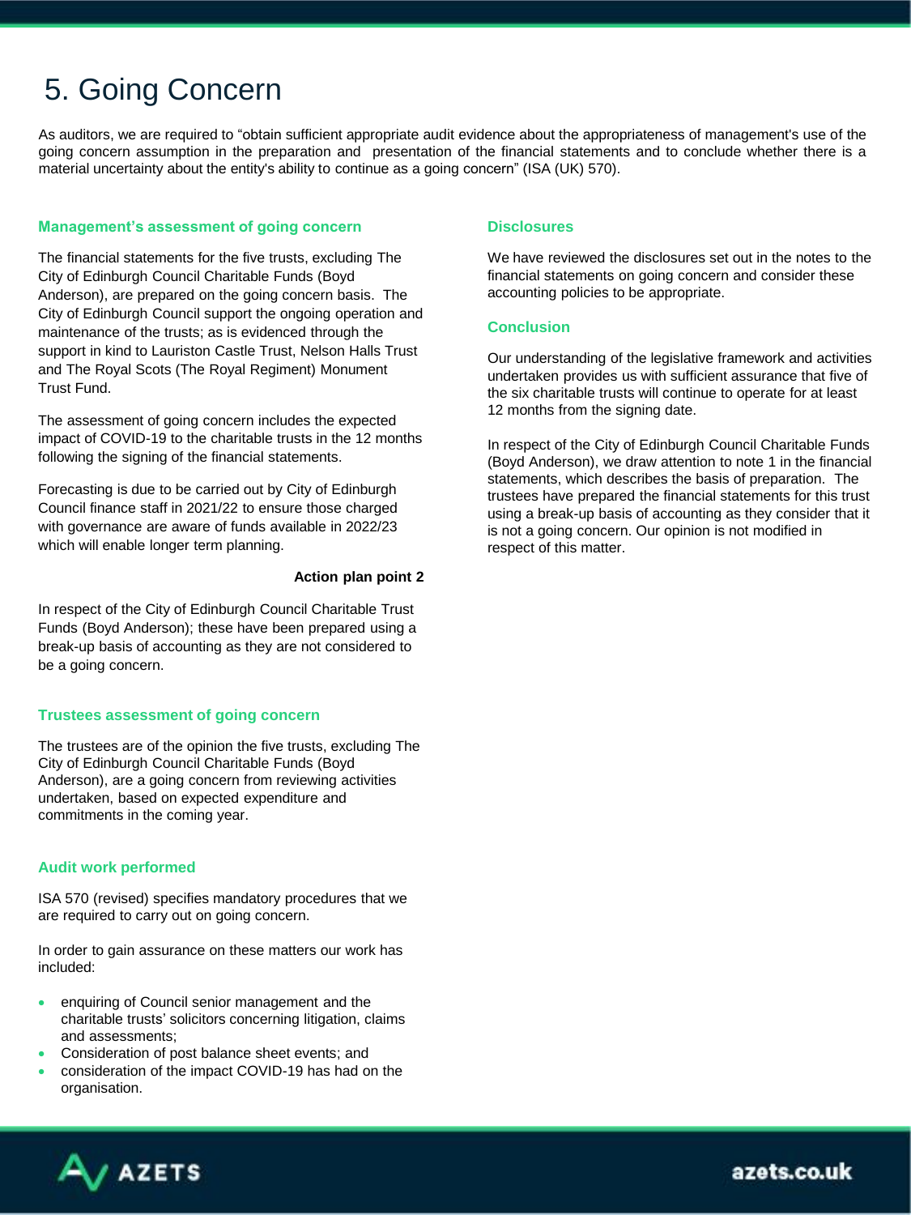# 5. Going Concern

As auditors, we are required to "obtain sufficient appropriate audit evidence about the appropriateness of management's use of the going concern assumption in the preparation and presentation of the financial statements and to conclude whether there is a material uncertainty about the entity's ability to continue as a going concern" (ISA (UK) 570).

### Management's assessment of going concern

The financial statements for the five trusts, excluding The City of Edinburgh Council Charitable Funds (Boyd Anderson), are prepared on the going concern basis. The City of Edinburgh Council support the ongoing operation and maintenance of the trusts; as is evidenced through the support in kind to Lauriston Castle Trust, Nelson Halls Trust and The Royal Scots (The Royal Regiment) Monument Trust Fund.

The assessment of going concern includes the expected impact of COVID-19 to the charitable trusts in the 12 months following the signing of the financial statements.

Forecasting is due to be carried out by City of Edinburgh Council finance staff in 2021/22 to ensure those charged with governance are aware of funds available in 2022/23 which will enable longer term planning.

**Action plan point 2**

In respect of the City of Edinburgh Council Charitable Trust Funds (Boyd Anderson); these have been prepared using a break-up basis of accounting as they are not considered to be a going concern.

### Trustees assessment of going concern

The trustees are of the opinion the five trusts, excluding The City of Edinburgh Council Charitable Funds (Boyd Anderson), are a going concern from reviewing activities undertaken, based on expected expenditure and commitments in the coming year.

### Audit work performed

ISA 570 (revised) specifies mandatory procedures that we are required to carry out on going concern.

In order to gain assurance on these matters our work has included:

- enquiring of Council senior management and the charitable trusts' solicitors concerning litigation, claims and assessments;
- Consideration of post balance sheet events; and
- consideration of the impact COVID-19 has had on the organisation.

### Disclosures

We have reviewed the disclosures set out in the notes to the financial statements on going concern and consider these accounting policies to be appropriate.

### Conclusion

Our understanding of the legislative framework and activities undertaken provides us with sufficient assurance that five of the six charitable trusts will continue to operate for at least 12 months from the signing date.

In respect of the City of Edinburgh Council Charitable Funds (Boyd Anderson), we draw attention to note 1 in the financial statements, which describes the basis of preparation. The trustees have prepared the financial statements for this trust using a break-up basis of accounting as they consider that it is not a going concern. Our opinion is not modified in respect of this matter.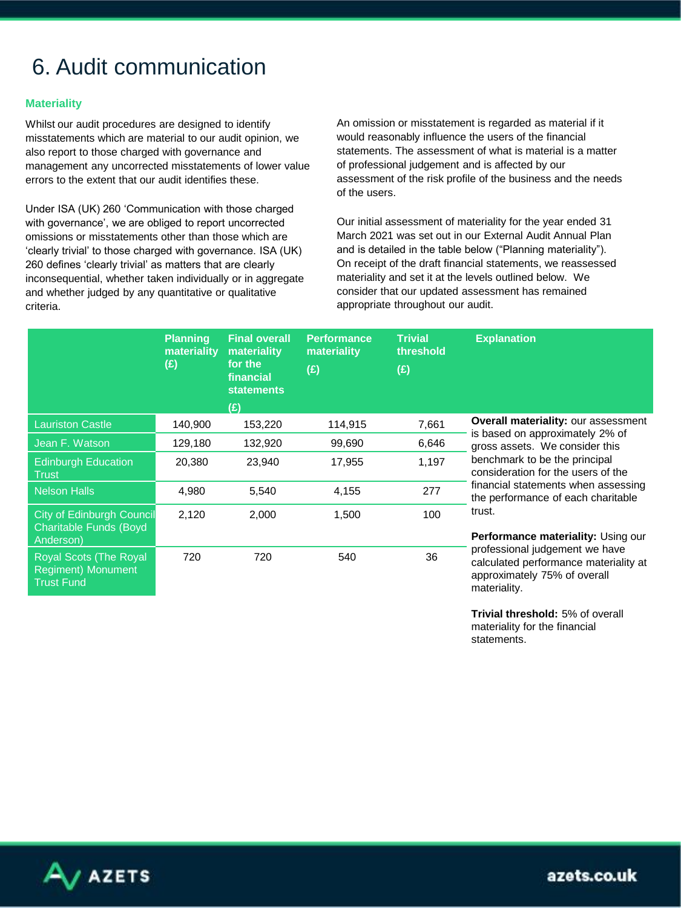# 6. Audit communication

## Materiality

Whilst our audit procedures are designed to identify misstatements which are material to our audit opinion, we also report to those charged with governance and management any uncorrected misstatements of lower value errors to the extent that our audit identifies these.

Under ISA (UK) 260 'Communication with those charged with governance', we are obliged to report uncorrected omissions or misstatements other than those which are 'clearly trivial' to those charged with governance. ISA (UK) 260 defines 'clearly trivial' as matters that are clearly inconsequential, whether taken individually or in aggregate and whether judged by any quantitative or qualitative criteria.

An omission or misstatement is regarded as material if it would reasonably influence the users of the financial statements. The assessment of what is material is a matter of professional judgement and is affected by our assessment of the risk profile of the business and the needs of the users.

Our initial assessment of materiality for the year ended 31 March 2021 was set out in our External Audit Annual Plan and is detailed in the table below ("Planning materiality"). On receipt of the draft financial statements, we reassessed materiality and set it at the levels outlined below. We consider that our updated assessment has remained appropriate throughout our audit.

| | Planning materiality (£) | Final overall materiality for the financial statements (£) | Performance materiality (£) | Trivial threshold (£) | Explanation |
|---|---|---|---|---|---|
| Lauriston Castle | 140,900 | 153,220 | 114,915 | 7,661 | **Overall materiality:** our assessment is based on approximately 2% of gross assets. We consider this benchmark to be the principal consideration for the users of the financial statements when assessing the performance of each charitable trust. |
| Jean F. Watson | 129,180 | 132,920 | 99,690 | 6,646 | |
| Edinburgh Education Trust | 20,380 | 23,940 | 17,955 | 1,197 | |
| Nelson Halls | 4,980 | 5,540 | 4,155 | 277 | |
| City of Edinburgh Council Charitable Funds (Boyd Anderson) | 2,120 | 2,000 | 1,500 | 100 | **Performance materiality:** Using our professional judgement we have calculated performance materiality at approximately 75% of overall materiality. |
| Royal Scots (The Royal Regiment) Monument Trust Fund | 720 | 720 | 540 | 36 | **Trivial threshold:** 5% of overall materiality for the financial statements. |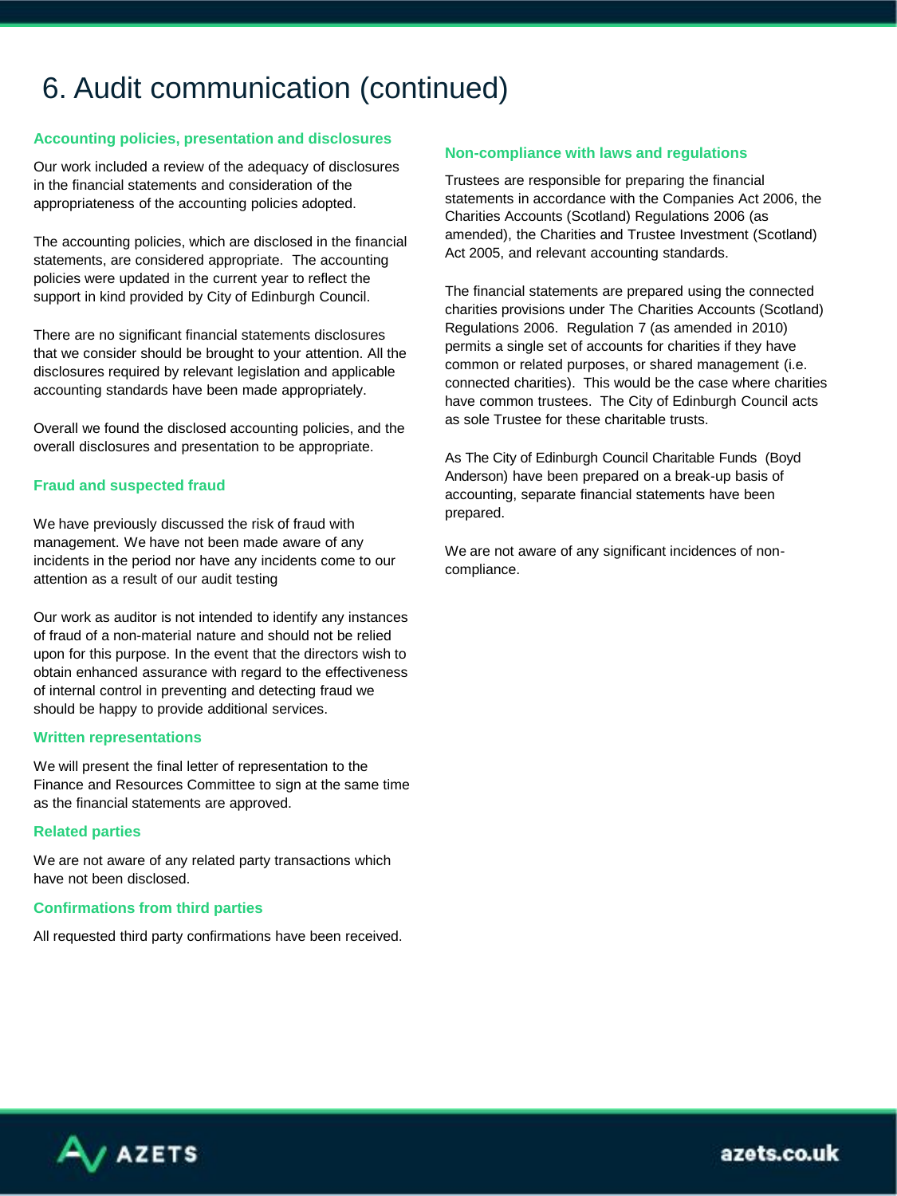# 6. Audit communication (continued)

### Accounting policies, presentation and disclosures

Our work included a review of the adequacy of disclosures in the financial statements and consideration of the appropriateness of the accounting policies adopted.

The accounting policies, which are disclosed in the financial statements, are considered appropriate. The accounting policies were updated in the current year to reflect the support in kind provided by City of Edinburgh Council.

There are no significant financial statements disclosures that we consider should be brought to your attention. All the disclosures required by relevant legislation and applicable accounting standards have been made appropriately.

Overall we found the disclosed accounting policies, and the overall disclosures and presentation to be appropriate.

### Fraud and suspected fraud

We have previously discussed the risk of fraud with management. We have not been made aware of any incidents in the period nor have any incidents come to our attention as a result of our audit testing

Our work as auditor is not intended to identify any instances of fraud of a non-material nature and should not be relied upon for this purpose. In the event that the directors wish to obtain enhanced assurance with regard to the effectiveness of internal control in preventing and detecting fraud we should be happy to provide additional services.

### Written representations

We will present the final letter of representation to the Finance and Resources Committee to sign at the same time as the financial statements are approved.

### Related parties

We are not aware of any related party transactions which have not been disclosed.

### Confirmations from third parties

All requested third party confirmations have been received.

### Non-compliance with laws and regulations

Trustees are responsible for preparing the financial statements in accordance with the Companies Act 2006, the Charities Accounts (Scotland) Regulations 2006 (as amended), the Charities and Trustee Investment (Scotland) Act 2005, and relevant accounting standards.

The financial statements are prepared using the connected charities provisions under The Charities Accounts (Scotland) Regulations 2006. Regulation 7 (as amended in 2010) permits a single set of accounts for charities if they have common or related purposes, or shared management (i.e. connected charities). This would be the case where charities have common trustees. The City of Edinburgh Council acts as sole Trustee for these charitable trusts.

As The City of Edinburgh Council Charitable Funds (Boyd Anderson) have been prepared on a break-up basis of accounting, separate financial statements have been prepared.

We are not aware of any significant incidences of non-compliance.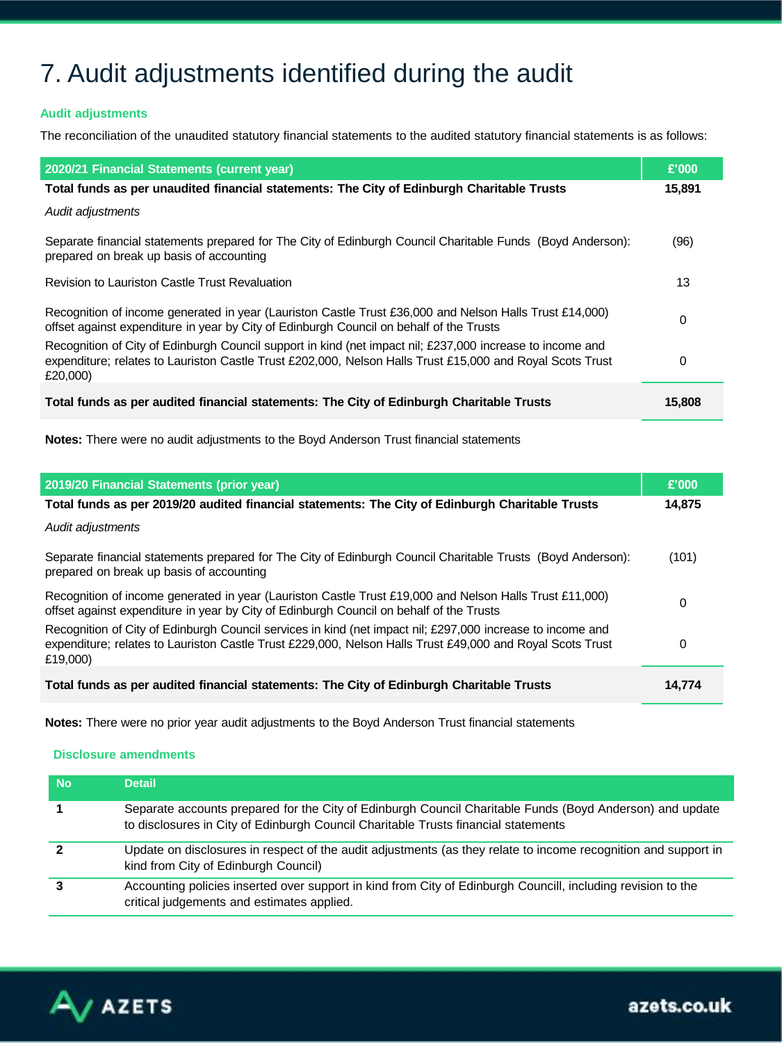# 7. Audit adjustments identified during the audit

### Audit adjustments

The reconciliation of the unaudited statutory financial statements to the audited statutory financial statements is as follows:

| 2020/21 Financial Statements (current year) | £'000 |
|---|---|
| **Total funds as per unaudited financial statements: The City of Edinburgh Charitable Trusts** | **15,891** |
| *Audit adjustments* | |
| Separate financial statements prepared for The City of Edinburgh Council Charitable Funds (Boyd Anderson): prepared on break up basis of accounting | (96) |
| Revision to Lauriston Castle Trust Revaluation | 13 |
| Recognition of income generated in year (Lauriston Castle Trust £36,000 and Nelson Halls Trust £14,000) offset against expenditure in year by City of Edinburgh Council on behalf of the Trusts | 0 |
| Recognition of City of Edinburgh Council support in kind (net impact nil; £237,000 increase to income and expenditure; relates to Lauriston Castle Trust £202,000, Nelson Halls Trust £15,000 and Royal Scots Trust £20,000) | 0 |
| **Total funds as per audited financial statements: The City of Edinburgh Charitable Trusts** | **15,808** |

**Notes:** There were no audit adjustments to the Boyd Anderson Trust financial statements

| 2019/20 Financial Statements (prior year) | £'000 |
|---|---|
| **Total funds as per 2019/20 audited financial statements: The City of Edinburgh Charitable Trusts** | **14,875** |
| *Audit adjustments* | |
| Separate financial statements prepared for The City of Edinburgh Council Charitable Trusts (Boyd Anderson): prepared on break up basis of accounting | (101) |
| Recognition of income generated in year (Lauriston Castle Trust £19,000 and Nelson Halls Trust £11,000) offset against expenditure in year by City of Edinburgh Council on behalf of the Trusts | 0 |
| Recognition of City of Edinburgh Council services in kind (net impact nil; £297,000 increase to income and expenditure; relates to Lauriston Castle Trust £229,000, Nelson Halls Trust £49,000 and Royal Scots Trust £19,000) | 0 |
| **Total funds as per audited financial statements: The City of Edinburgh Charitable Trusts** | **14,774** |

**Notes:** There were no prior year audit adjustments to the Boyd Anderson Trust financial statements

### Disclosure amendments

| No | Detail |
|---|---|
| 1 | Separate accounts prepared for the City of Edinburgh Council Charitable Funds (Boyd Anderson) and update to disclosures in City of Edinburgh Council Charitable Trusts financial statements |
| 2 | Update on disclosures in respect of the audit adjustments (as they relate to income recognition and support in kind from City of Edinburgh Council) |
| 3 | Accounting policies inserted over support in kind from City of Edinburgh Councill, including revision to the critical judgements and estimates applied. |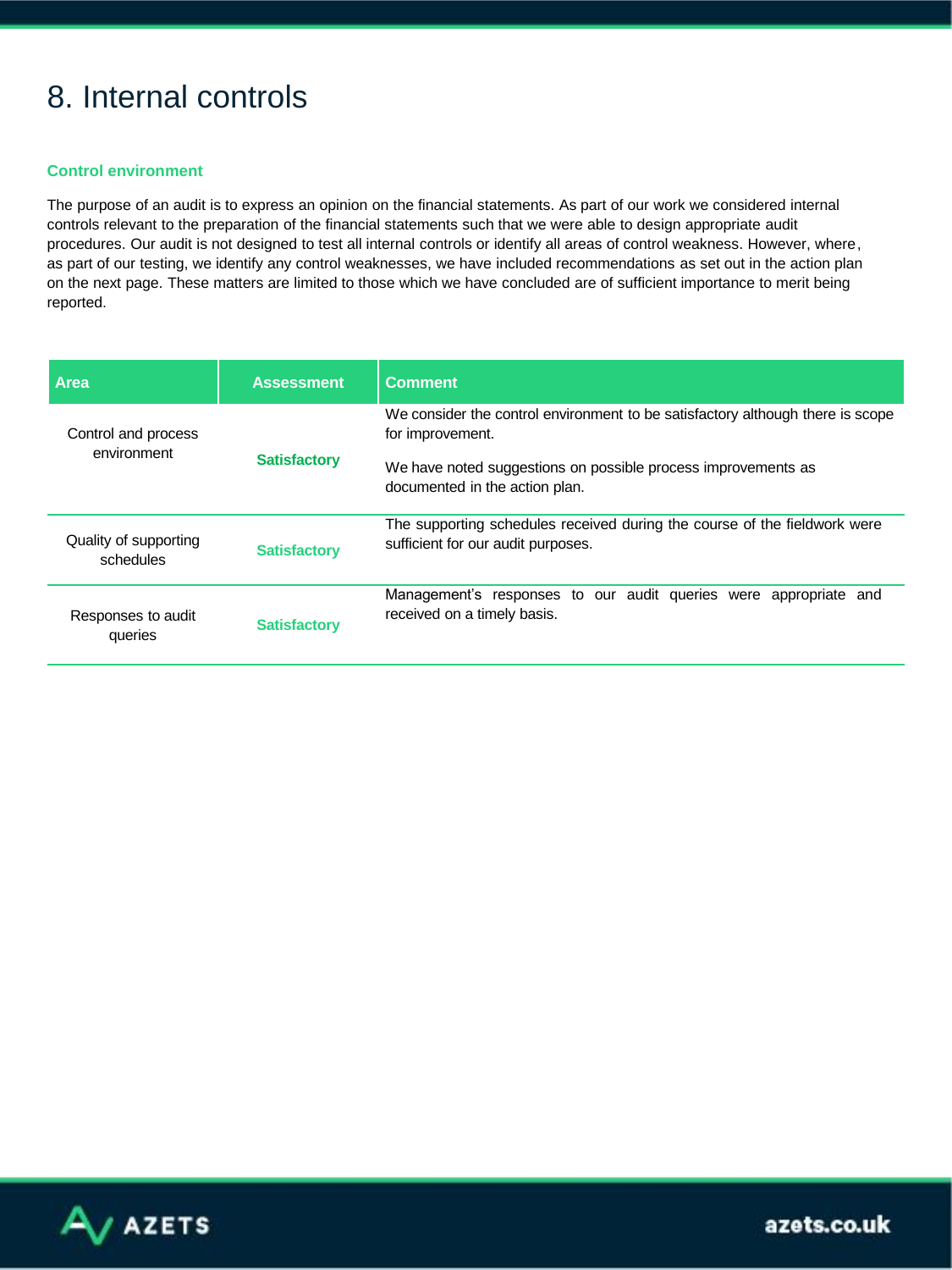# 8. Internal controls

### Control environment

The purpose of an audit is to express an opinion on the financial statements. As part of our work we considered internal controls relevant to the preparation of the financial statements such that we were able to design appropriate audit procedures. Our audit is not designed to test all internal controls or identify all areas of control weakness. However, where, as part of our testing, we identify any control weaknesses, we have included recommendations as set out in the action plan on the next page. These matters are limited to those which we have concluded are of sufficient importance to merit being reported.

| Area | Assessment | Comment |
| --- | --- | --- |
| Control and process environment | **Satisfactory** | We consider the control environment to be satisfactory although there is scope for improvement.<br><br>We have noted suggestions on possible process improvements as documented in the action plan. |
| Quality of supporting schedules | **Satisfactory** | The supporting schedules received during the course of the fieldwork were sufficient for our audit purposes. |
| Responses to audit queries | **Satisfactory** | Management's responses to our audit queries were appropriate and received on a timely basis. |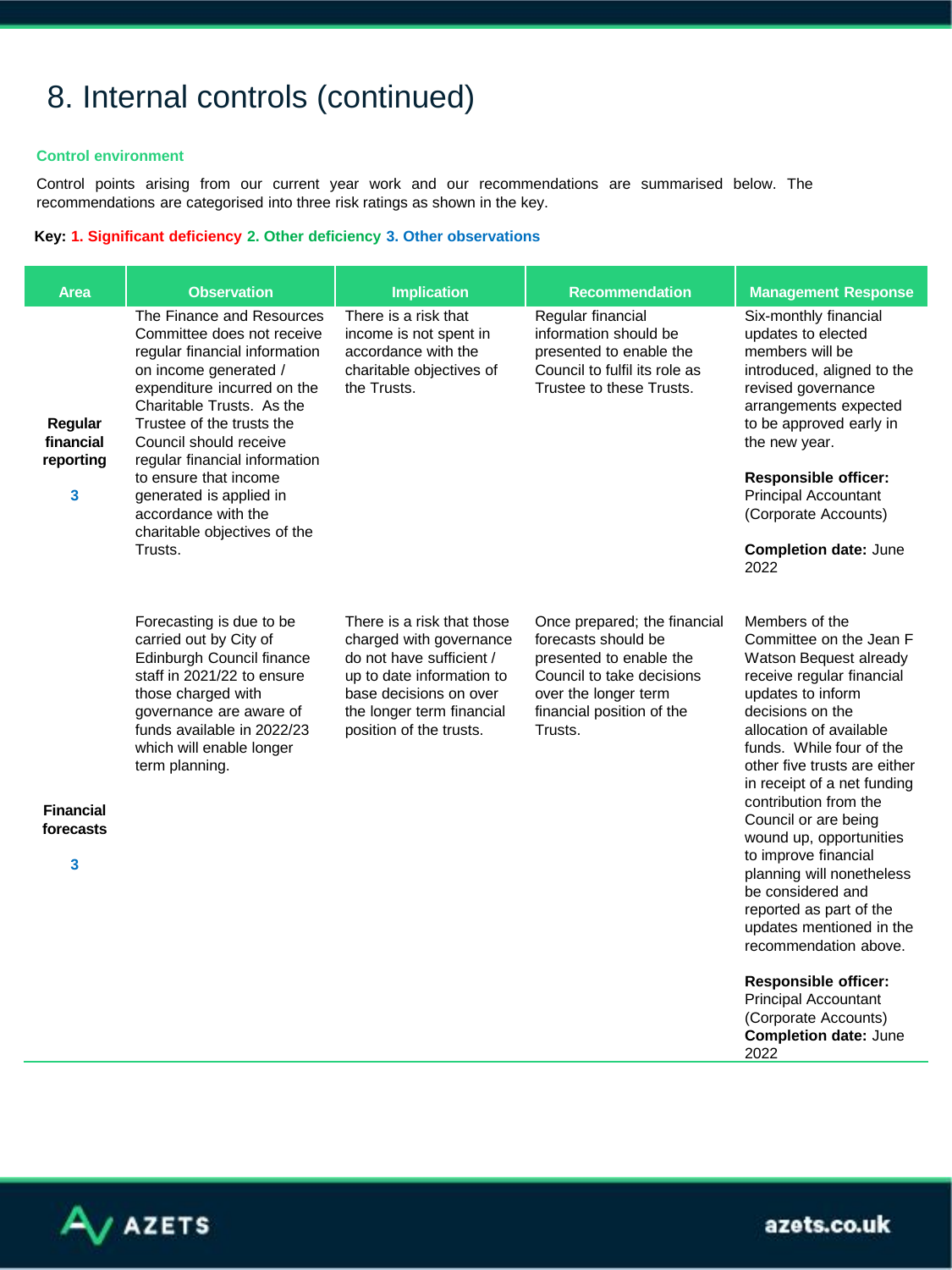# 8. Internal controls (continued)

**Control environment**

Control points arising from our current year work and our recommendations are summarised below. The recommendations are categorised into three risk ratings as shown in the key.

**Key: 1. Significant deficiency 2. Other deficiency 3. Other observations**

| Area | Observation | Implication | Recommendation | Management Response |
|---|---|---|---|---|
| **Regular financial reporting**<br><br>**3** | The Finance and Resources Committee does not receive regular financial information on income generated / expenditure incurred on the Charitable Trusts. As the Trustee of the trusts the Council should receive regular financial information to ensure that income generated is applied in accordance with the charitable objectives of the Trusts. | There is a risk that income is not spent in accordance with the charitable objectives of the Trusts. | Regular financial information should be presented to enable the Council to fulfil its role as Trustee to these Trusts. | Six-monthly financial updates to elected members will be introduced, aligned to the revised governance arrangements expected to be approved early in the new year.<br><br>**Responsible officer:** Principal Accountant (Corporate Accounts)<br><br>**Completion date:** June 2022 |
| **Financial forecasts**<br><br>**3** | Forecasting is due to be carried out by City of Edinburgh Council finance staff in 2021/22 to ensure those charged with governance are aware of funds available in 2022/23 which will enable longer term planning. | There is a risk that those charged with governance do not have sufficient / up to date information to base decisions on over the longer term financial position of the trusts. | Once prepared; the financial forecasts should be presented to enable the Council to take decisions over the longer term financial position of the Trusts. | Members of the Committee on the Jean F Watson Bequest already receive regular financial updates to inform decisions on the allocation of available funds. While four of the other five trusts are either in receipt of a net funding contribution from the Council or are being wound up, opportunities to improve financial planning will nonetheless be considered and reported as part of the updates mentioned in the recommendation above.<br><br>**Responsible officer:** Principal Accountant (Corporate Accounts)<br>**Completion date:** June 2022 |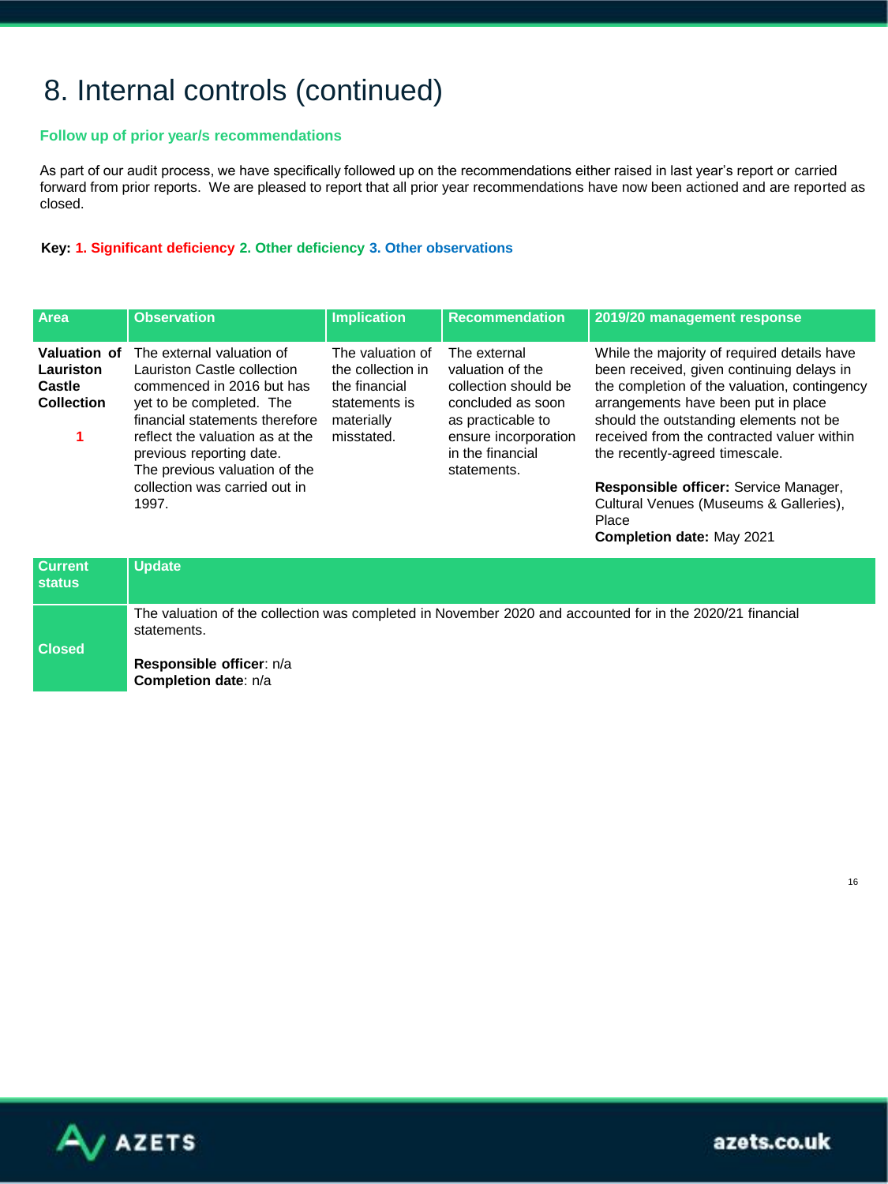# 8. Internal controls (continued)

**Follow up of prior year/s recommendations**

As part of our audit process, we have specifically followed up on the recommendations either raised in last year's report or carried forward from prior reports. We are pleased to report that all prior year recommendations have now been actioned and are reported as closed.

**Key: 1. Significant deficiency 2. Other deficiency 3. Other observations**

| Area | Observation | Implication | Recommendation | 2019/20 management response |
|---|---|---|---|---|
| **Valuation of Lauriston Castle Collection**<br><br>**1** | The external valuation of Lauriston Castle collection commenced in 2016 but has yet to be completed. The financial statements therefore reflect the valuation as at the previous reporting date. The previous valuation of the collection was carried out in 1997. | The valuation of the collection in the financial statements is materially misstated. | The external valuation of the collection should be concluded as soon as practicable to ensure incorporation in the financial statements. | While the majority of required details have been received, given continuing delays in the completion of the valuation, contingency arrangements have been put in place should the outstanding elements not be received from the contracted valuer within the recently-agreed timescale.<br><br>**Responsible officer:** Service Manager, Cultural Venues (Museums & Galleries), Place<br>**Completion date:** May 2021 |

| Current status | Update |
|---|---|
| **Closed** | The valuation of the collection was completed in November 2020 and accounted for in the 2020/21 financial statements.<br><br>**Responsible officer**: n/a<br>**Completion date**: n/a |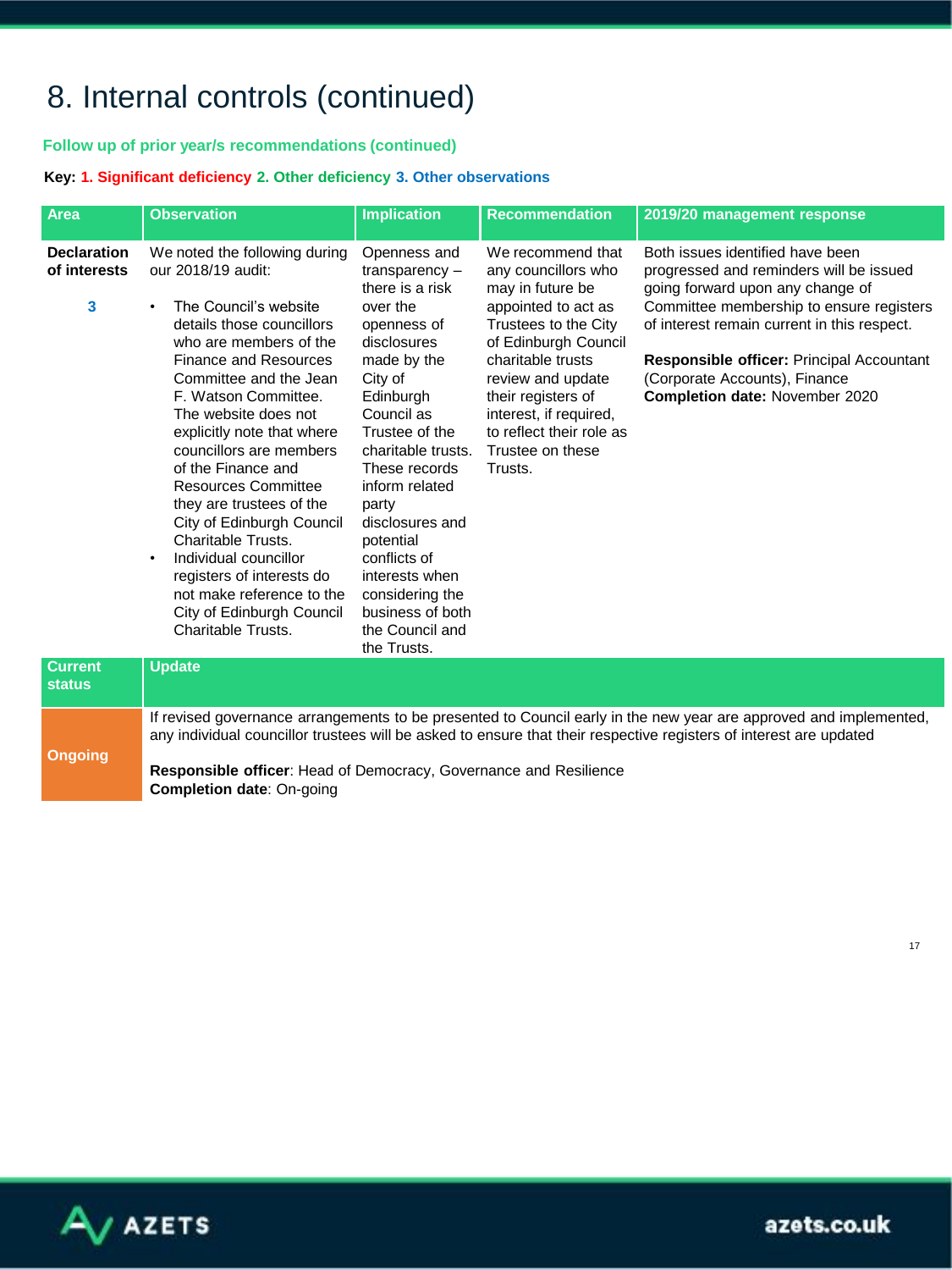# 8. Internal controls (continued)

**Follow up of prior year/s recommendations (continued)**

**Key: 1. Significant deficiency 2. Other deficiency 3. Other observations**

| Area | Observation | Implication | Recommendation | 2019/20 management response |
|---|---|---|---|---|
| **Declaration of interests**<br><br>**3** | We noted the following during our 2018/19 audit:<br>• The Council's website details those councillors who are members of the Finance and Resources Committee and the Jean F. Watson Committee. The website does not explicitly note that where councillors are members of the Finance and Resources Committee they are trustees of the City of Edinburgh Council Charitable Trusts.<br>• Individual councillor registers of interests do not make reference to the City of Edinburgh Council Charitable Trusts. | Openness and transparency – there is a risk over the openness of disclosures made by the City of Edinburgh Council as Trustee of the charitable trusts. These records inform related party disclosures and potential conflicts of interests when considering the business of both the Council and the Trusts. | We recommend that any councillors who may in future be appointed to act as Trustees to the City of Edinburgh Council charitable trusts review and update their registers of interest, if required, to reflect their role as Trustee on these Trusts. | Both issues identified have been progressed and reminders will be issued going forward upon any change of Committee membership to ensure registers of interest remain current in this respect.<br><br>**Responsible officer:** Principal Accountant (Corporate Accounts), Finance<br>**Completion date:** November 2020 |
| **Current status** | **Update** | | | |
| **Ongoing** | If revised governance arrangements to be presented to Council early in the new year are approved and implemented, any individual councillor trustees will be asked to ensure that their respective registers of interest are updated<br><br>**Responsible officer**: Head of Democracy, Governance and Resilience<br>**Completion date**: On-going | | | |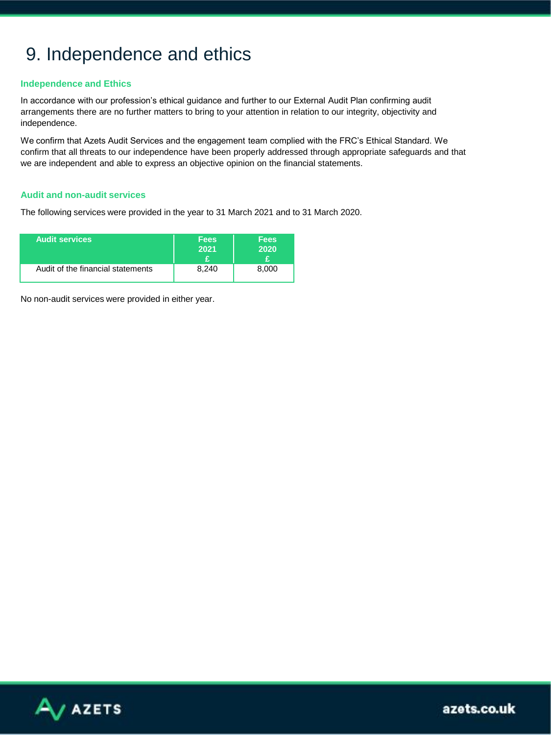# 9. Independence and ethics

### Independence and Ethics

In accordance with our profession's ethical guidance and further to our External Audit Plan confirming audit arrangements there are no further matters to bring to your attention in relation to our integrity, objectivity and independence.

We confirm that Azets Audit Services and the engagement team complied with the FRC's Ethical Standard. We confirm that all threats to our independence have been properly addressed through appropriate safeguards and that we are independent and able to express an objective opinion on the financial statements.

### Audit and non-audit services

The following services were provided in the year to 31 March 2021 and to 31 March 2020.

| Audit services | Fees 2021 £ | Fees 2020 £ |
|---|---|---|
| Audit of the financial statements | 8,240 | 8,000 |

No non-audit services were provided in either year.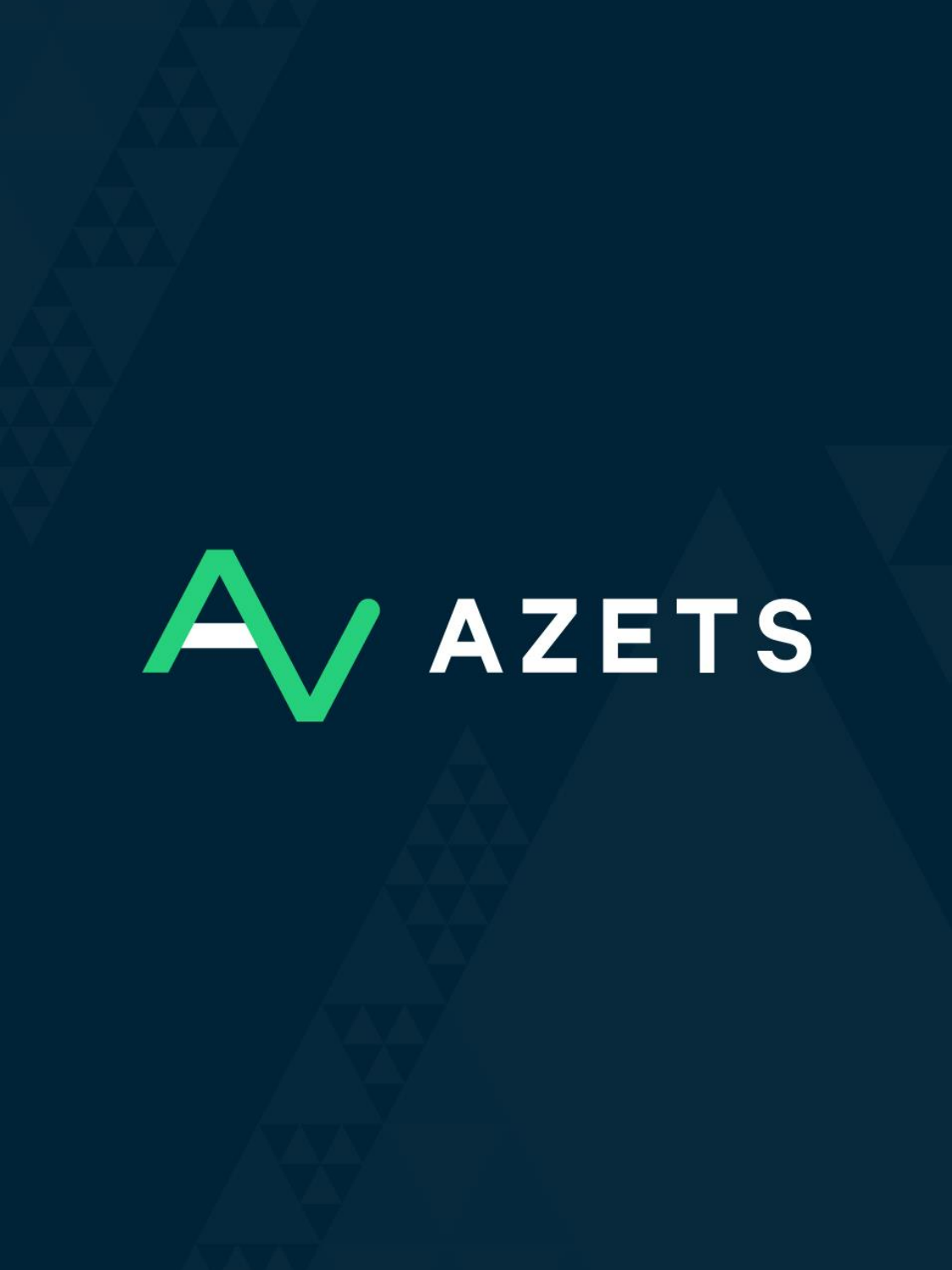AZETS